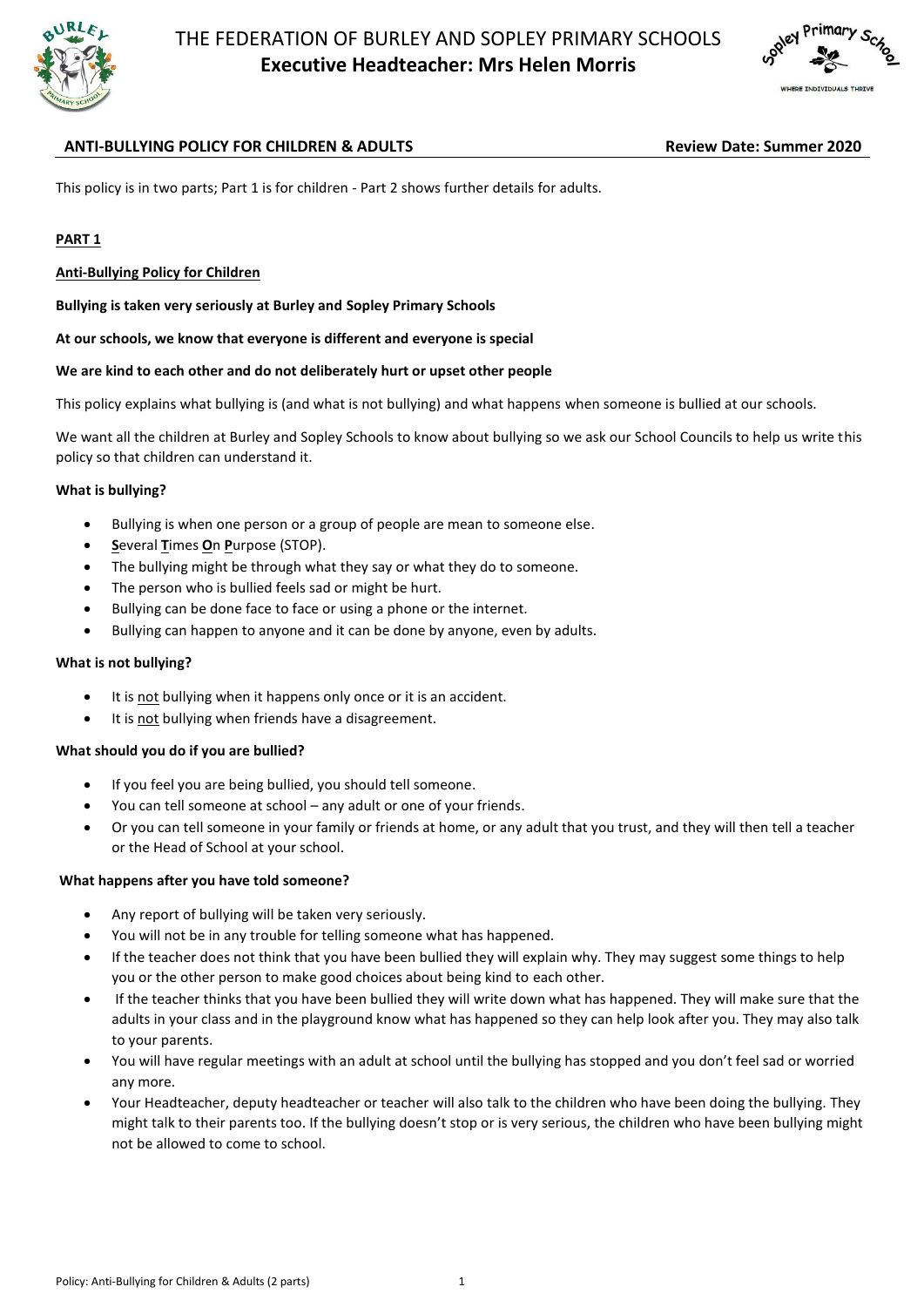# THE FEDERATION OF BURLEY AND SOPLEY PRIMARY SCHOOLS

**Executive Headteacher: Mrs Helen Morris**

**ANTI-BULLYING POLICY FOR CHILDREN & ADULTS** **Review Date: Summer 2020**

This policy is in two parts; Part 1 is for children - Part 2 shows further details for adults.

## PART 1

### Anti-Bullying Policy for Children

**Bullying is taken very seriously at Burley and Sopley Primary Schools**

**At our schools, we know that everyone is different and everyone is special**

**We are kind to each other and do not deliberately hurt or upset other people**

This policy explains what bullying is (and what is not bullying) and what happens when someone is bullied at our schools.

We want all the children at Burley and Sopley Schools to know about bullying so we ask our School Councils to help us write this policy so that children can understand it.

**What is bullying?**

- Bullying is when one person or a group of people are mean to someone else.
- **S**everal **T**imes **O**n **P**urpose (STOP).
- The bullying might be through what they say or what they do to someone.
- The person who is bullied feels sad or might be hurt.
- Bullying can be done face to face or using a phone or the internet.
- Bullying can happen to anyone and it can be done by anyone, even by adults.

**What is not bullying?**

- It is not bullying when it happens only once or it is an accident.
- It is not bullying when friends have a disagreement.

**What should you do if you are bullied?**

- If you feel you are being bullied, you should tell someone.
- You can tell someone at school – any adult or one of your friends.
- Or you can tell someone in your family or friends at home, or any adult that you trust, and they will then tell a teacher or the Head of School at your school.

**What happens after you have told someone?**

- Any report of bullying will be taken very seriously.
- You will not be in any trouble for telling someone what has happened.
- If the teacher does not think that you have been bullied they will explain why. They may suggest some things to help you or the other person to make good choices about being kind to each other.
- If the teacher thinks that you have been bullied they will write down what has happened. They will make sure that the adults in your class and in the playground know what has happened so they can help look after you. They may also talk to your parents.
- You will have regular meetings with an adult at school until the bullying has stopped and you don't feel sad or worried any more.
- Your Headteacher, deputy headteacher or teacher will also talk to the children who have been doing the bullying. They might talk to their parents too. If the bullying doesn't stop or is very serious, the children who have been bullying might not be allowed to come to school.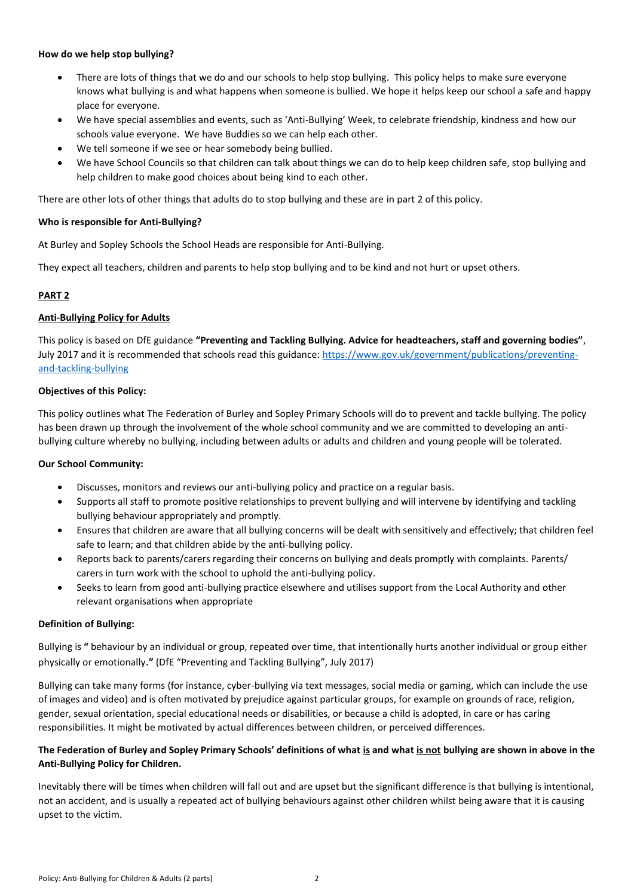**How do we help stop bullying?**

- There are lots of things that we do and our schools to help stop bullying. This policy helps to make sure everyone knows what bullying is and what happens when someone is bullied. We hope it helps keep our school a safe and happy place for everyone.
- We have special assemblies and events, such as 'Anti-Bullying' Week, to celebrate friendship, kindness and how our schools value everyone. We have Buddies so we can help each other.
- We tell someone if we see or hear somebody being bullied.
- We have School Councils so that children can talk about things we can do to help keep children safe, stop bullying and help children to make good choices about being kind to each other.

There are other lots of other things that adults do to stop bullying and these are in part 2 of this policy.

**Who is responsible for Anti-Bullying?**

At Burley and Sopley Schools the School Heads are responsible for Anti-Bullying.

They expect all teachers, children and parents to help stop bullying and to be kind and not hurt or upset others.

## PART 2

### Anti-Bullying Policy for Adults

This policy is based on DfE guidance **"Preventing and Tackling Bullying. Advice for headteachers, staff and governing bodies"**, July 2017 and it is recommended that schools read this guidance: [https://www.gov.uk/government/publications/preventing-and-tackling-bullying](https://www.gov.uk/government/publications/preventing-and-tackling-bullying)

**Objectives of this Policy:**

This policy outlines what The Federation of Burley and Sopley Primary Schools will do to prevent and tackle bullying. The policy has been drawn up through the involvement of the whole school community and we are committed to developing an anti-bullying culture whereby no bullying, including between adults or adults and children and young people will be tolerated.

**Our School Community:**

- Discusses, monitors and reviews our anti-bullying policy and practice on a regular basis.
- Supports all staff to promote positive relationships to prevent bullying and will intervene by identifying and tackling bullying behaviour appropriately and promptly.
- Ensures that children are aware that all bullying concerns will be dealt with sensitively and effectively; that children feel safe to learn; and that children abide by the anti-bullying policy.
- Reports back to parents/carers regarding their concerns on bullying and deals promptly with complaints. Parents/ carers in turn work with the school to uphold the anti-bullying policy.
- Seeks to learn from good anti-bullying practice elsewhere and utilises support from the Local Authority and other relevant organisations when appropriate

**Definition of Bullying:**

Bullying is **"** behaviour by an individual or group, repeated over time, that intentionally hurts another individual or group either physically or emotionally.**"** (DfE "Preventing and Tackling Bullying", July 2017)

Bullying can take many forms (for instance, cyber-bullying via text messages, social media or gaming, which can include the use of images and video) and is often motivated by prejudice against particular groups, for example on grounds of race, religion, gender, sexual orientation, special educational needs or disabilities, or because a child is adopted, in care or has caring responsibilities. It might be motivated by actual differences between children, or perceived differences.

**The Federation of Burley and Sopley Primary Schools' definitions of what is and what is not bullying are shown in above in the Anti-Bullying Policy for Children.**

Inevitably there will be times when children will fall out and are upset but the significant difference is that bullying is intentional, not an accident, and is usually a repeated act of bullying behaviours against other children whilst being aware that it is causing upset to the victim.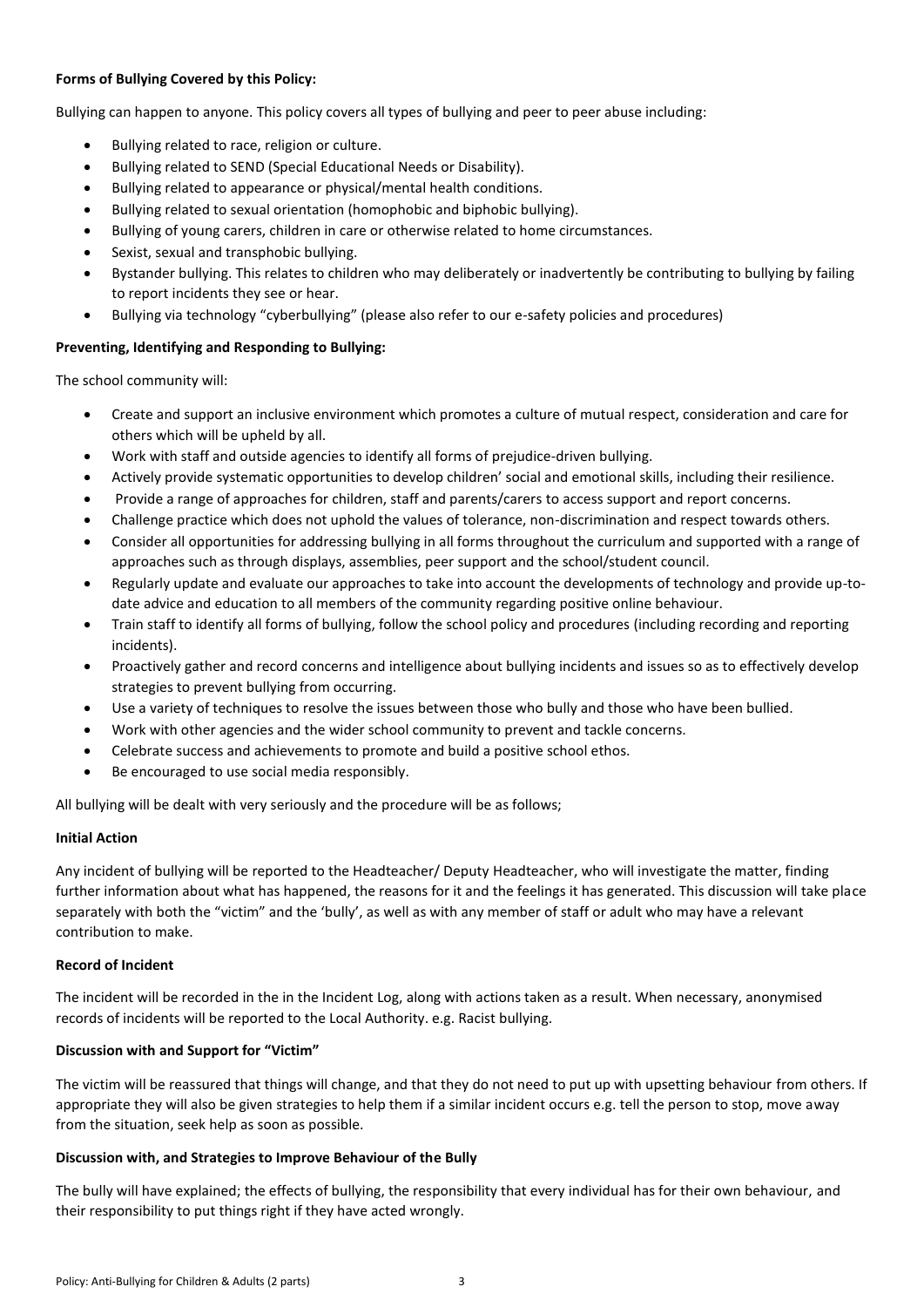**Forms of Bullying Covered by this Policy:**

Bullying can happen to anyone. This policy covers all types of bullying and peer to peer abuse including:

- Bullying related to race, religion or culture.
- Bullying related to SEND (Special Educational Needs or Disability).
- Bullying related to appearance or physical/mental health conditions.
- Bullying related to sexual orientation (homophobic and biphobic bullying).
- Bullying of young carers, children in care or otherwise related to home circumstances.
- Sexist, sexual and transphobic bullying.
- Bystander bullying. This relates to children who may deliberately or inadvertently be contributing to bullying by failing to report incidents they see or hear.
- Bullying via technology "cyberbullying" (please also refer to our e-safety policies and procedures)

**Preventing, Identifying and Responding to Bullying:**

The school community will:

- Create and support an inclusive environment which promotes a culture of mutual respect, consideration and care for others which will be upheld by all.
- Work with staff and outside agencies to identify all forms of prejudice-driven bullying.
- Actively provide systematic opportunities to develop children' social and emotional skills, including their resilience.
- Provide a range of approaches for children, staff and parents/carers to access support and report concerns.
- Challenge practice which does not uphold the values of tolerance, non-discrimination and respect towards others.
- Consider all opportunities for addressing bullying in all forms throughout the curriculum and supported with a range of approaches such as through displays, assemblies, peer support and the school/student council.
- Regularly update and evaluate our approaches to take into account the developments of technology and provide up-to-date advice and education to all members of the community regarding positive online behaviour.
- Train staff to identify all forms of bullying, follow the school policy and procedures (including recording and reporting incidents).
- Proactively gather and record concerns and intelligence about bullying incidents and issues so as to effectively develop strategies to prevent bullying from occurring.
- Use a variety of techniques to resolve the issues between those who bully and those who have been bullied.
- Work with other agencies and the wider school community to prevent and tackle concerns.
- Celebrate success and achievements to promote and build a positive school ethos.
- Be encouraged to use social media responsibly.

All bullying will be dealt with very seriously and the procedure will be as follows;

**Initial Action**

Any incident of bullying will be reported to the Headteacher/ Deputy Headteacher, who will investigate the matter, finding further information about what has happened, the reasons for it and the feelings it has generated. This discussion will take place separately with both the "victim" and the 'bully', as well as with any member of staff or adult who may have a relevant contribution to make.

**Record of Incident**

The incident will be recorded in the in the Incident Log, along with actions taken as a result. When necessary, anonymised records of incidents will be reported to the Local Authority. e.g. Racist bullying.

**Discussion with and Support for "Victim"**

The victim will be reassured that things will change, and that they do not need to put up with upsetting behaviour from others. If appropriate they will also be given strategies to help them if a similar incident occurs e.g. tell the person to stop, move away from the situation, seek help as soon as possible.

**Discussion with, and Strategies to Improve Behaviour of the Bully**

The bully will have explained; the effects of bullying, the responsibility that every individual has for their own behaviour, and their responsibility to put things right if they have acted wrongly.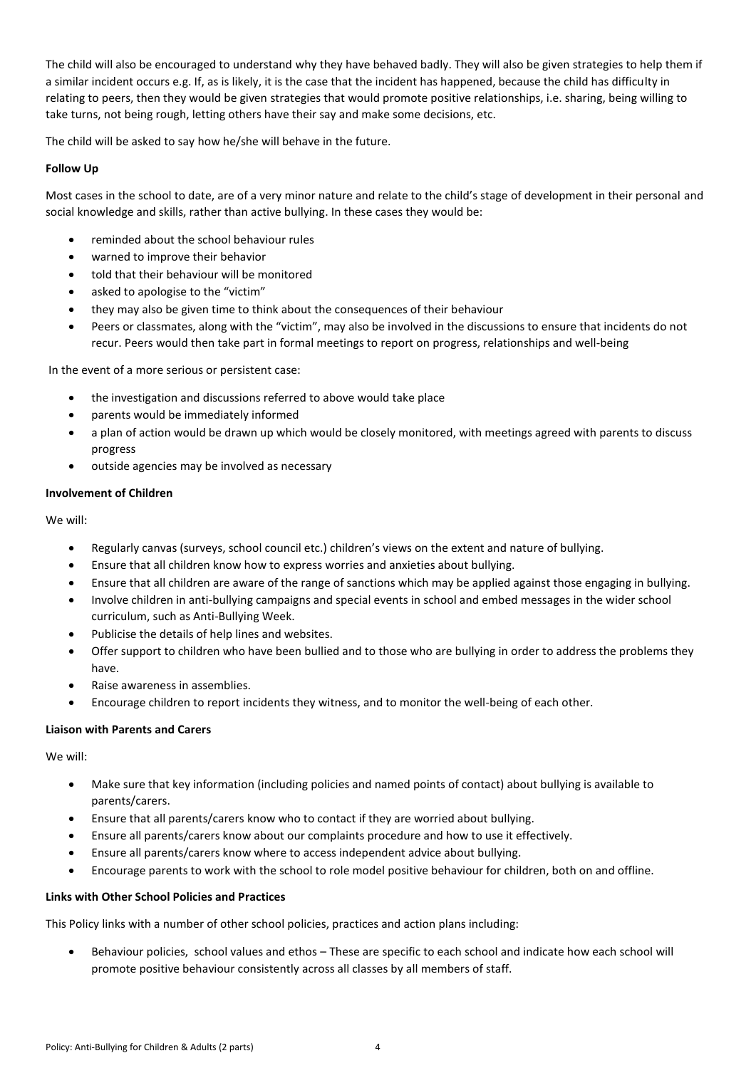The child will also be encouraged to understand why they have behaved badly. They will also be given strategies to help them if a similar incident occurs e.g. If, as is likely, it is the case that the incident has happened, because the child has difficulty in relating to peers, then they would be given strategies that would promote positive relationships, i.e. sharing, being willing to take turns, not being rough, letting others have their say and make some decisions, etc.

The child will be asked to say how he/she will behave in the future.

**Follow Up**

Most cases in the school to date, are of a very minor nature and relate to the child's stage of development in their personal and social knowledge and skills, rather than active bullying. In these cases they would be:

- reminded about the school behaviour rules
- warned to improve their behavior
- told that their behaviour will be monitored
- asked to apologise to the "victim"
- they may also be given time to think about the consequences of their behaviour
- Peers or classmates, along with the "victim", may also be involved in the discussions to ensure that incidents do not recur. Peers would then take part in formal meetings to report on progress, relationships and well-being

In the event of a more serious or persistent case:

- the investigation and discussions referred to above would take place
- parents would be immediately informed
- a plan of action would be drawn up which would be closely monitored, with meetings agreed with parents to discuss progress
- outside agencies may be involved as necessary

**Involvement of Children**

We will:

- Regularly canvas (surveys, school council etc.) children's views on the extent and nature of bullying.
- Ensure that all children know how to express worries and anxieties about bullying.
- Ensure that all children are aware of the range of sanctions which may be applied against those engaging in bullying.
- Involve children in anti-bullying campaigns and special events in school and embed messages in the wider school curriculum, such as Anti-Bullying Week.
- Publicise the details of help lines and websites.
- Offer support to children who have been bullied and to those who are bullying in order to address the problems they have.
- Raise awareness in assemblies.
- Encourage children to report incidents they witness, and to monitor the well-being of each other.

**Liaison with Parents and Carers**

We will:

- Make sure that key information (including policies and named points of contact) about bullying is available to parents/carers.
- Ensure that all parents/carers know who to contact if they are worried about bullying.
- Ensure all parents/carers know about our complaints procedure and how to use it effectively.
- Ensure all parents/carers know where to access independent advice about bullying.
- Encourage parents to work with the school to role model positive behaviour for children, both on and offline.

**Links with Other School Policies and Practices**

This Policy links with a number of other school policies, practices and action plans including:

- Behaviour policies, school values and ethos – These are specific to each school and indicate how each school will promote positive behaviour consistently across all classes by all members of staff.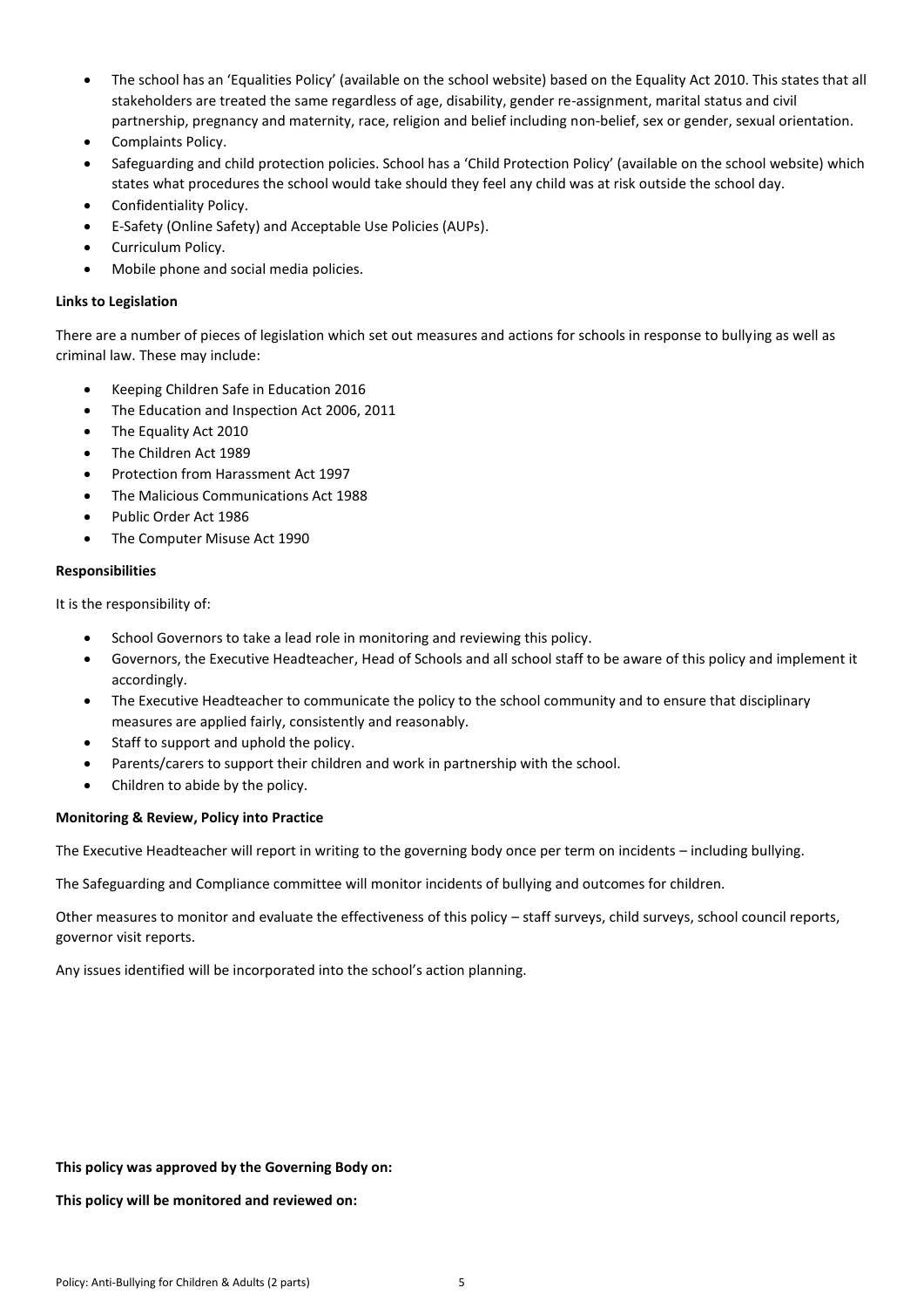- The school has an 'Equalities Policy' (available on the school website) based on the Equality Act 2010. This states that all stakeholders are treated the same regardless of age, disability, gender re-assignment, marital status and civil partnership, pregnancy and maternity, race, religion and belief including non-belief, sex or gender, sexual orientation.
- Complaints Policy.
- Safeguarding and child protection policies. School has a 'Child Protection Policy' (available on the school website) which states what procedures the school would take should they feel any child was at risk outside the school day.
- Confidentiality Policy.
- E-Safety (Online Safety) and Acceptable Use Policies (AUPs).
- Curriculum Policy.
- Mobile phone and social media policies.

**Links to Legislation**

There are a number of pieces of legislation which set out measures and actions for schools in response to bullying as well as criminal law. These may include:

- Keeping Children Safe in Education 2016
- The Education and Inspection Act 2006, 2011
- The Equality Act 2010
- The Children Act 1989
- Protection from Harassment Act 1997
- The Malicious Communications Act 1988
- Public Order Act 1986
- The Computer Misuse Act 1990

**Responsibilities**

It is the responsibility of:

- School Governors to take a lead role in monitoring and reviewing this policy.
- Governors, the Executive Headteacher, Head of Schools and all school staff to be aware of this policy and implement it accordingly.
- The Executive Headteacher to communicate the policy to the school community and to ensure that disciplinary measures are applied fairly, consistently and reasonably.
- Staff to support and uphold the policy.
- Parents/carers to support their children and work in partnership with the school.
- Children to abide by the policy.

**Monitoring & Review, Policy into Practice**

The Executive Headteacher will report in writing to the governing body once per term on incidents – including bullying.

The Safeguarding and Compliance committee will monitor incidents of bullying and outcomes for children.

Other measures to monitor and evaluate the effectiveness of this policy – staff surveys, child surveys, school council reports, governor visit reports.

Any issues identified will be incorporated into the school's action planning.

**This policy was approved by the Governing Body on:**

**This policy will be monitored and reviewed on:**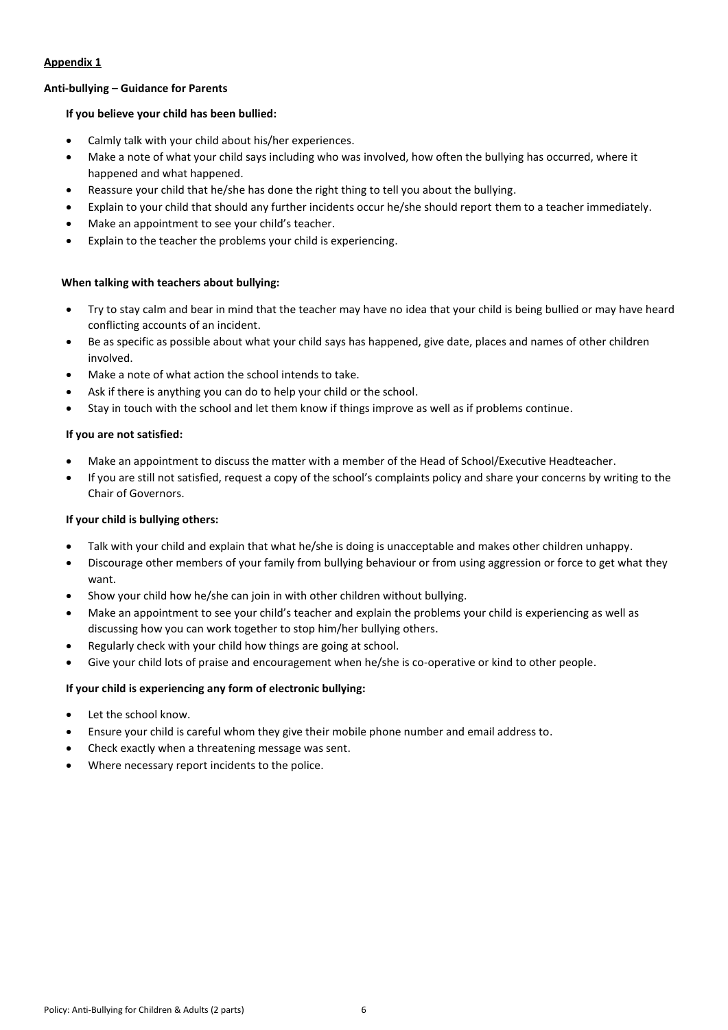**Appendix 1**

**Anti-bullying – Guidance for Parents**

**If you believe your child has been bullied:**

- Calmly talk with your child about his/her experiences.
- Make a note of what your child says including who was involved, how often the bullying has occurred, where it happened and what happened.
- Reassure your child that he/she has done the right thing to tell you about the bullying.
- Explain to your child that should any further incidents occur he/she should report them to a teacher immediately.
- Make an appointment to see your child's teacher.
- Explain to the teacher the problems your child is experiencing.

**When talking with teachers about bullying:**

- Try to stay calm and bear in mind that the teacher may have no idea that your child is being bullied or may have heard conflicting accounts of an incident.
- Be as specific as possible about what your child says has happened, give date, places and names of other children involved.
- Make a note of what action the school intends to take.
- Ask if there is anything you can do to help your child or the school.
- Stay in touch with the school and let them know if things improve as well as if problems continue.

**If you are not satisfied:**

- Make an appointment to discuss the matter with a member of the Head of School/Executive Headteacher.
- If you are still not satisfied, request a copy of the school's complaints policy and share your concerns by writing to the Chair of Governors.

**If your child is bullying others:**

- Talk with your child and explain that what he/she is doing is unacceptable and makes other children unhappy.
- Discourage other members of your family from bullying behaviour or from using aggression or force to get what they want.
- Show your child how he/she can join in with other children without bullying.
- Make an appointment to see your child's teacher and explain the problems your child is experiencing as well as discussing how you can work together to stop him/her bullying others.
- Regularly check with your child how things are going at school.
- Give your child lots of praise and encouragement when he/she is co-operative or kind to other people.

**If your child is experiencing any form of electronic bullying:**

- Let the school know.
- Ensure your child is careful whom they give their mobile phone number and email address to.
- Check exactly when a threatening message was sent.
- Where necessary report incidents to the police.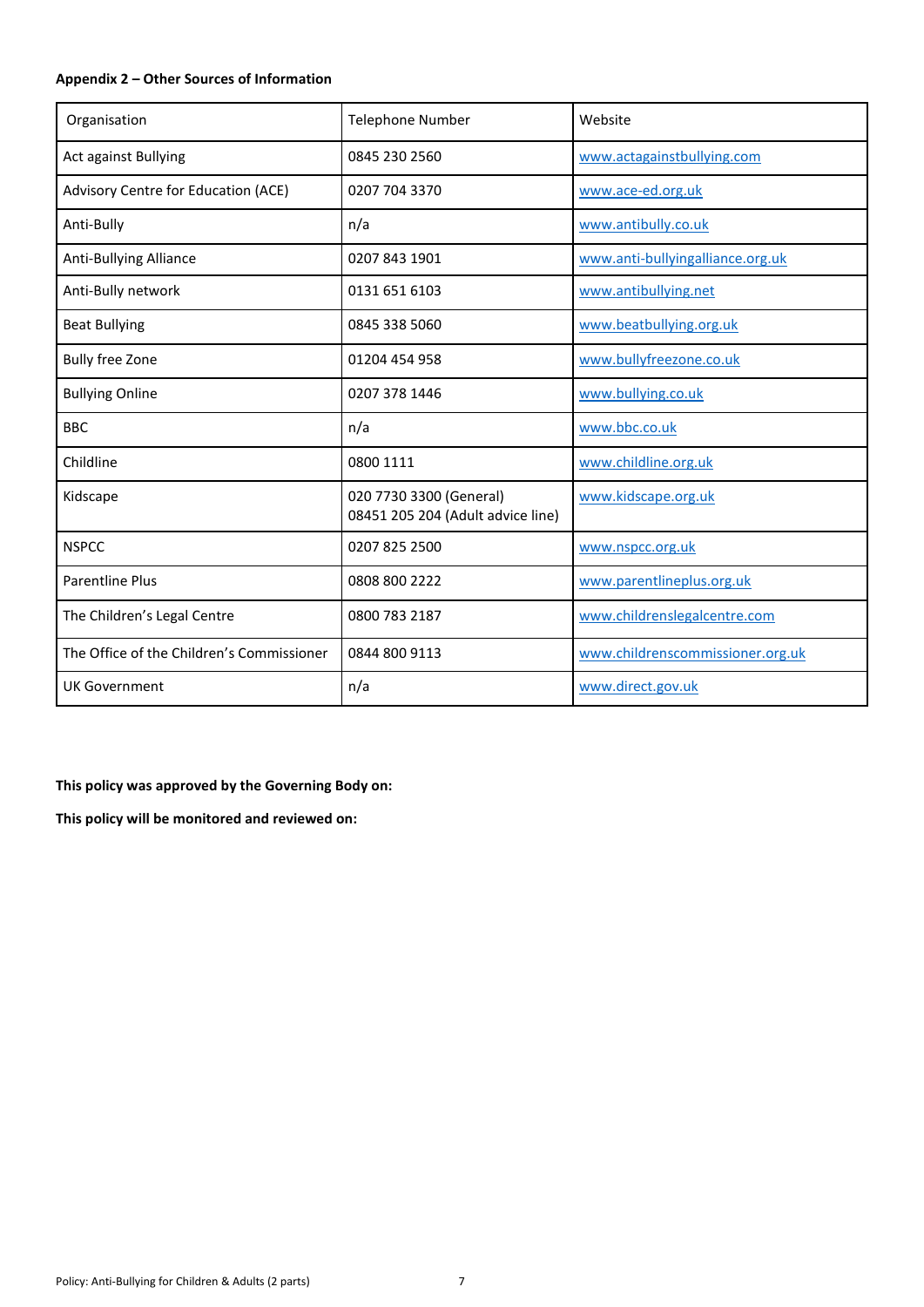**Appendix 2 – Other Sources of Information**

| Organisation | Telephone Number | Website |
|---|---|---|
| Act against Bullying | 0845 230 2560 | www.actagainstbullying.com |
| Advisory Centre for Education (ACE) | 0207 704 3370 | www.ace-ed.org.uk |
| Anti-Bully | n/a | www.antibully.co.uk |
| Anti-Bullying Alliance | 0207 843 1901 | www.anti-bullyingalliance.org.uk |
| Anti-Bully network | 0131 651 6103 | www.antibullying.net |
| Beat Bullying | 0845 338 5060 | www.beatbullying.org.uk |
| Bully free Zone | 01204 454 958 | www.bullyfreezone.co.uk |
| Bullying Online | 0207 378 1446 | www.bullying.co.uk |
| BBC | n/a | www.bbc.co.uk |
| Childline | 0800 1111 | www.childline.org.uk |
| Kidscape | 020 7730 3300 (General)<br>08451 205 204 (Adult advice line) | www.kidscape.org.uk |
| NSPCC | 0207 825 2500 | www.nspcc.org.uk |
| Parentline Plus | 0808 800 2222 | www.parentlineplus.org.uk |
| The Children's Legal Centre | 0800 783 2187 | www.childrenslegalcentre.com |
| The Office of the Children's Commissioner | 0844 800 9113 | www.childrenscommissioner.org.uk |
| UK Government | n/a | www.direct.gov.uk |

**This policy was approved by the Governing Body on:**

**This policy will be monitored and reviewed on:**